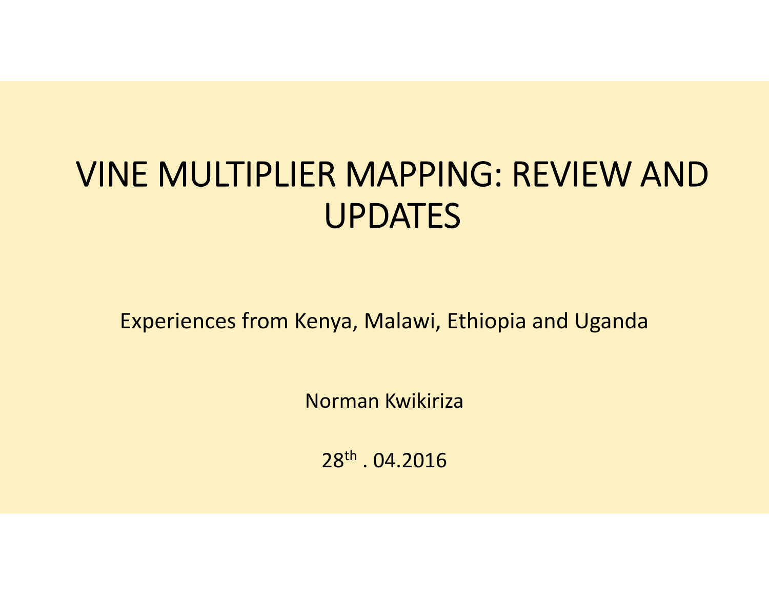# VINE MULTIPLIER MAPPING: REVIEW AND UPDATES

Experiences from Kenya, Malawi, Ethiopia and Uganda

Norman Kwikiriza

$28^{th}$ . 04.2016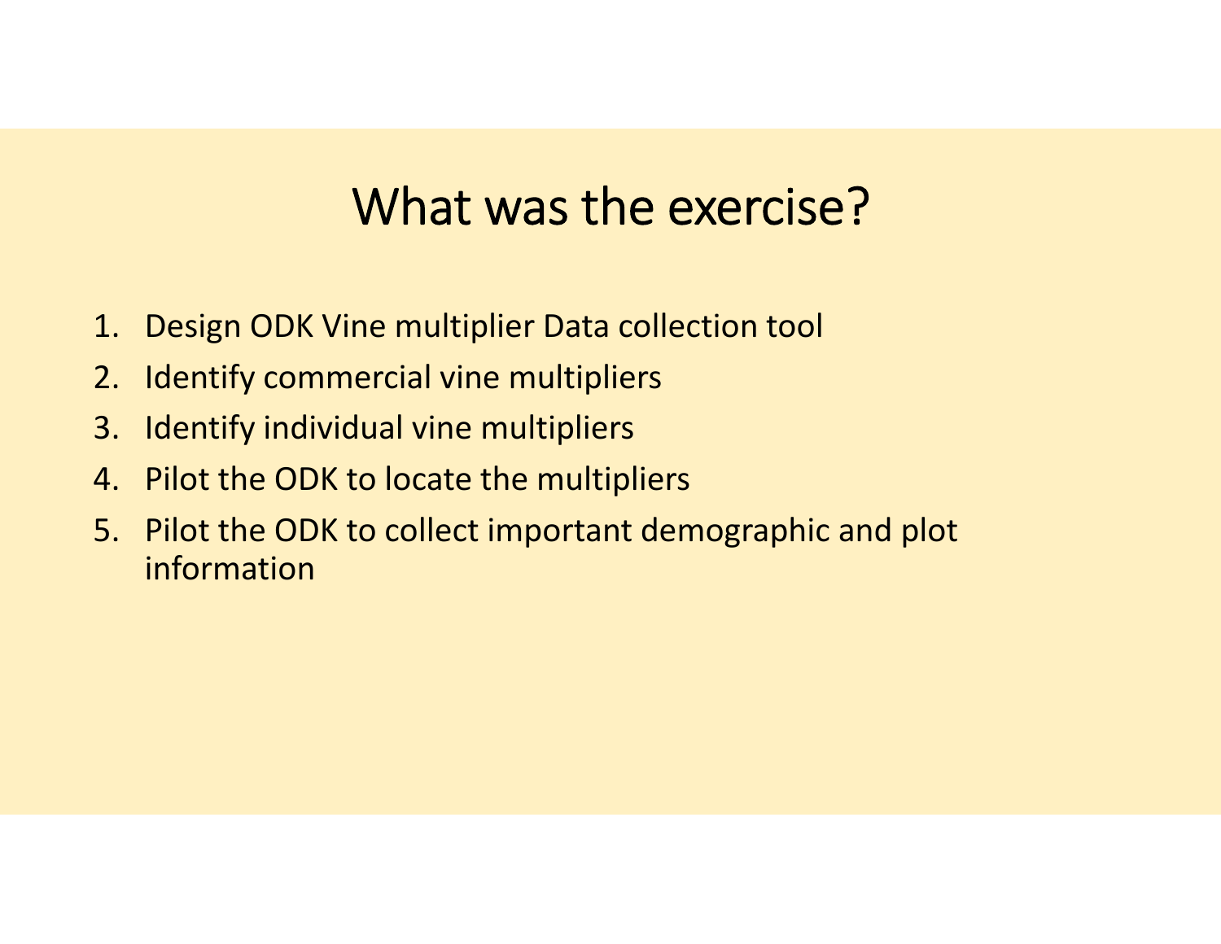# What was the exercise?

1. Design ODK Vine multiplier Data collection tool
2. Identify commercial vine multipliers
3. Identify individual vine multipliers
4. Pilot the ODK to locate the multipliers
5. Pilot the ODK to collect important demographic and plot information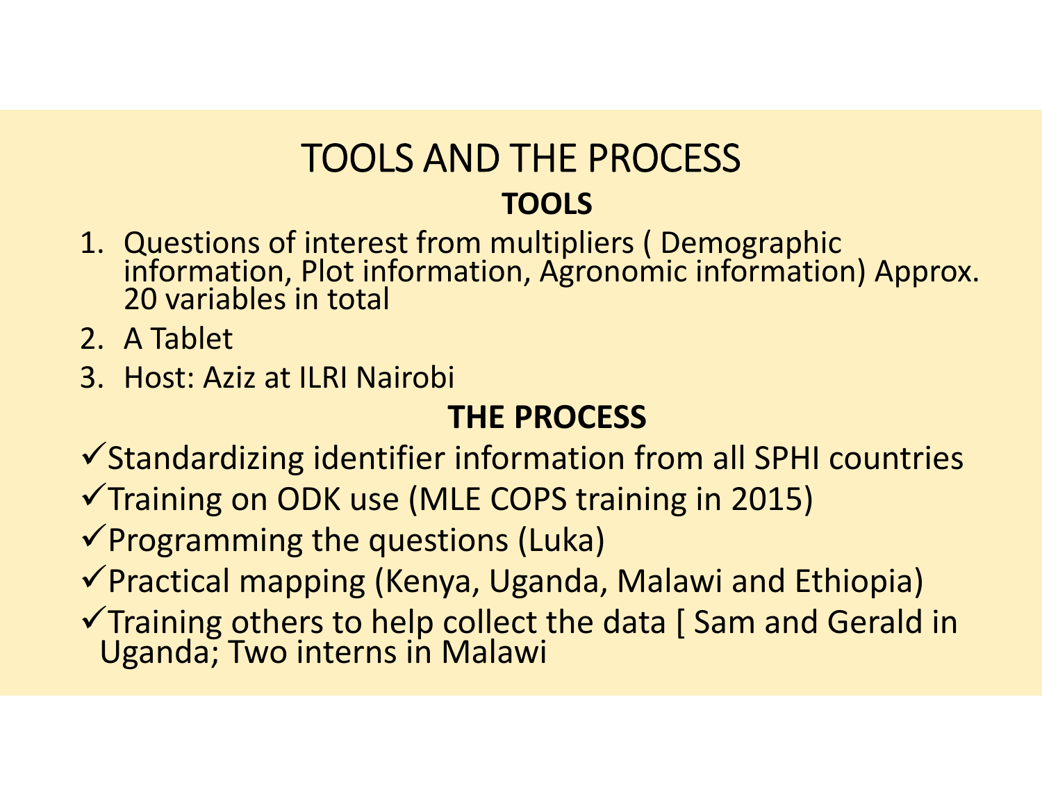# TOOLS AND THE PROCESS

## TOOLS

1. Questions of interest from multipliers ( Demographic information, Plot information, Agronomic information) Approx. 20 variables in total
2. A Tablet
3. Host: Aziz at ILRI Nairobi

## THE PROCESS

- ✓ Standardizing identifier information from all SPHI countries
- ✓ Training on ODK use (MLE COPS training in 2015)
- ✓ Programming the questions (Luka)
- ✓ Practical mapping (Kenya, Uganda, Malawi and Ethiopia)
- ✓ Training others to help collect the data [ Sam and Gerald in Uganda; Two interns in Malawi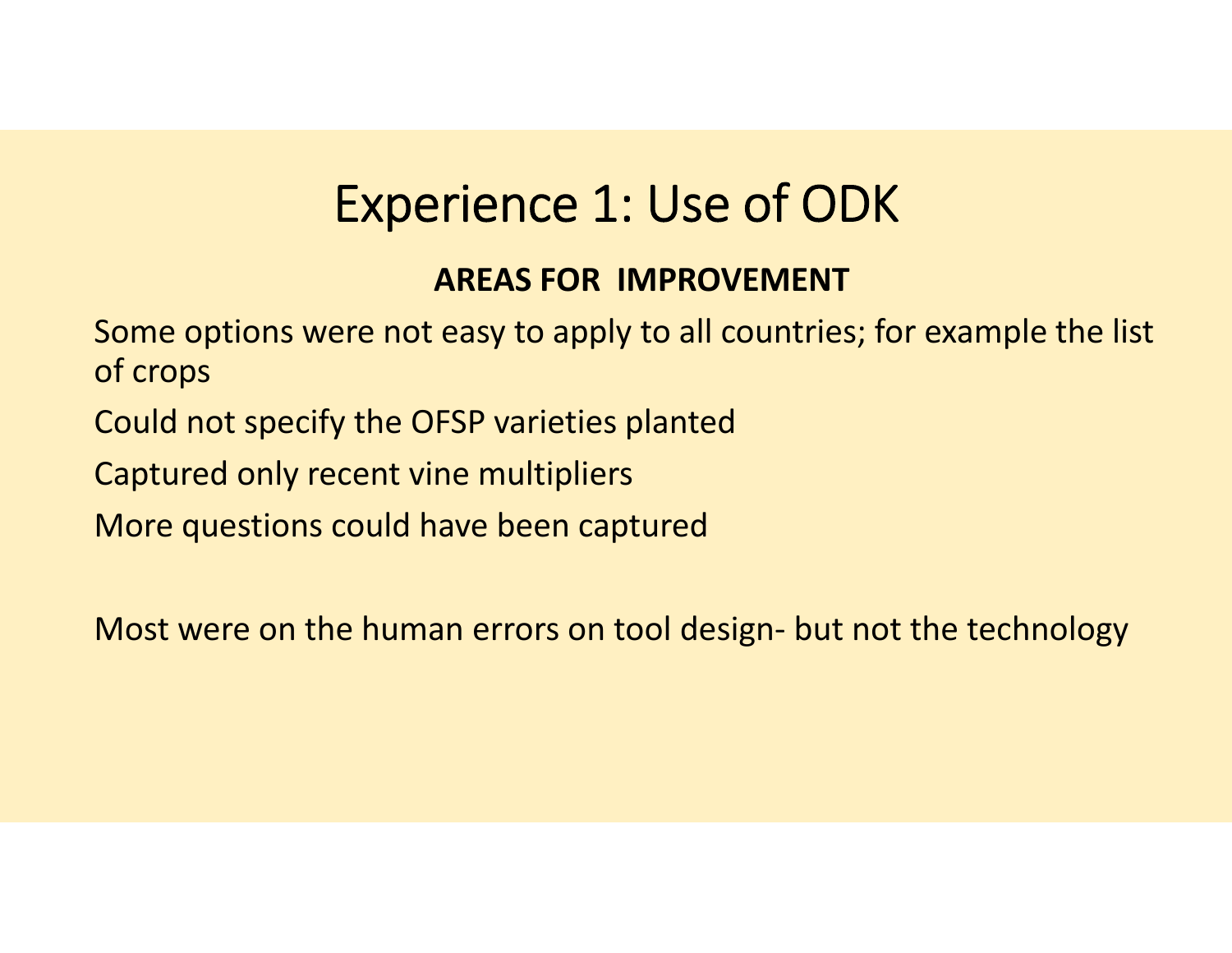# Experience 1: Use of ODK

## AREAS FOR IMPROVEMENT

Some options were not easy to apply to all countries; for example the list of crops

Could not specify the OFSP varieties planted

Captured only recent vine multipliers

More questions could have been captured

Most were on the human errors on tool design- but not the technology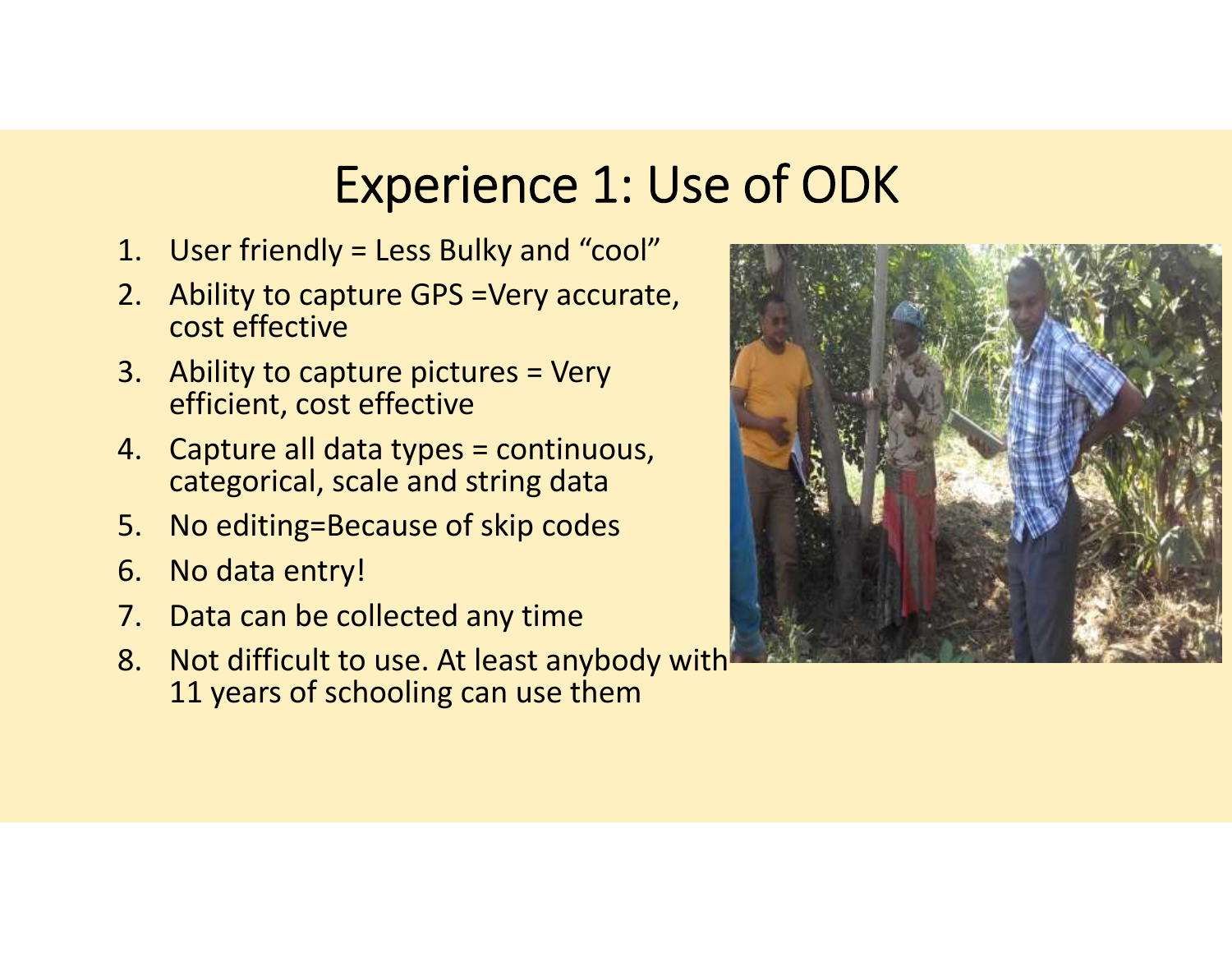# Experience 1: Use of ODK

1. User friendly = Less Bulky and "cool"
2. Ability to capture GPS =Very accurate, cost effective
3. Ability to capture pictures = Very efficient, cost effective
4. Capture all data types = continuous, categorical, scale and string data
5. No editing=Because of skip codes
6. No data entry!
7. Data can be collected any time
8. Not difficult to use. At least anybody with 11 years of schooling can use them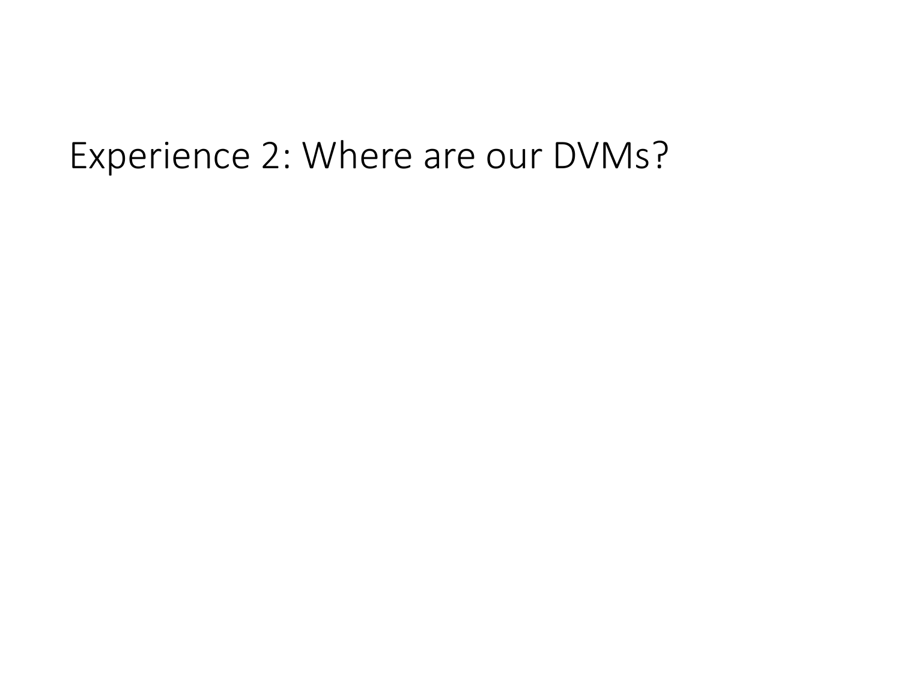# Experience 2: Where are our DVMs?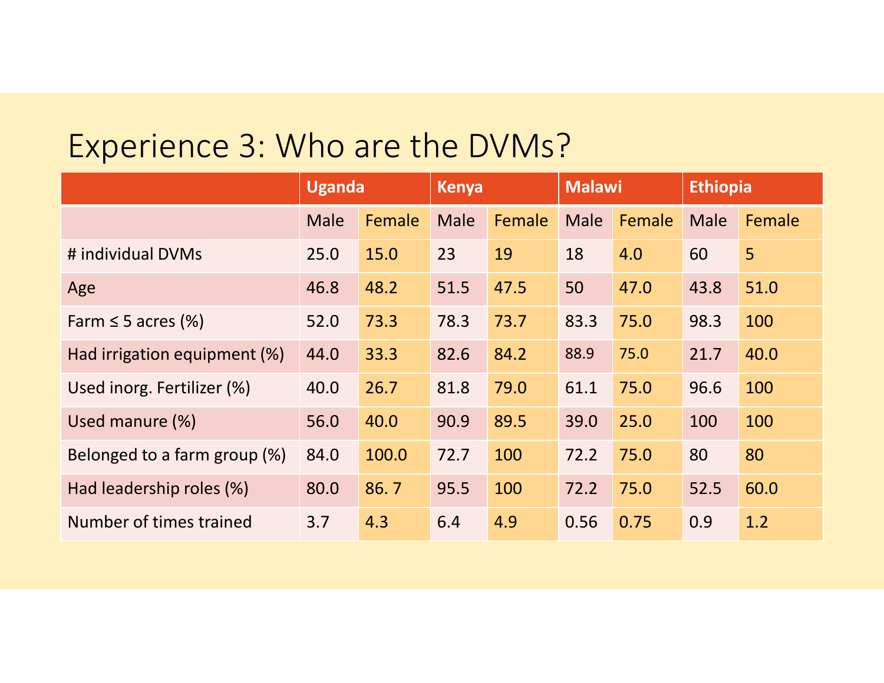# Experience 3: Who are the DVMs?

| | Uganda | | Kenya | | Malawi | | Ethiopia | |
|---|---|---|---|---|---|---|---|---|
| | Male | Female | Male | Female | Male | Female | Male | Female |
| # individual DVMs | 25.0 | 15.0 | 23 | 19 | 18 | 4.0 | 60 | 5 |
| Age | 46.8 | 48.2 | 51.5 | 47.5 | 50 | 47.0 | 43.8 | 51.0 |
| Farm ≤ 5 acres (%) | 52.0 | 73.3 | 78.3 | 73.7 | 83.3 | 75.0 | 98.3 | 100 |
| Had irrigation equipment (%) | 44.0 | 33.3 | 82.6 | 84.2 | 88.9 | 75.0 | 21.7 | 40.0 |
| Used inorg. Fertilizer (%) | 40.0 | 26.7 | 81.8 | 79.0 | 61.1 | 75.0 | 96.6 | 100 |
| Used manure (%) | 56.0 | 40.0 | 90.9 | 89.5 | 39.0 | 25.0 | 100 | 100 |
| Belonged to a farm group (%) | 84.0 | 100.0 | 72.7 | 100 | 72.2 | 75.0 | 80 | 80 |
| Had leadership roles (%) | 80.0 | 86. 7 | 95.5 | 100 | 72.2 | 75.0 | 52.5 | 60.0 |
| Number of times trained | 3.7 | 4.3 | 6.4 | 4.9 | 0.56 | 0.75 | 0.9 | 1.2 |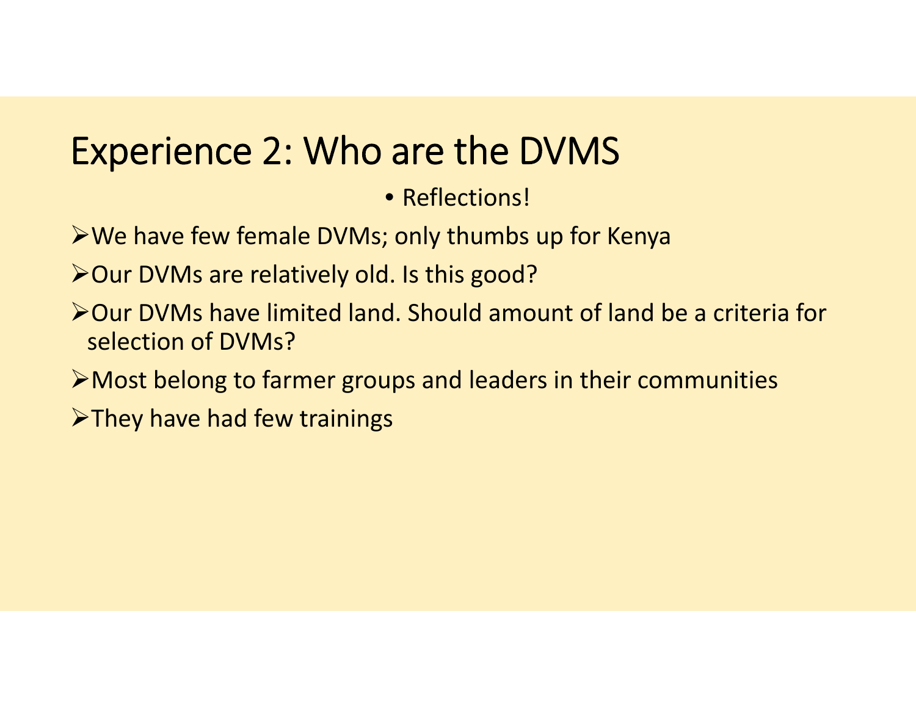# Experience 2: Who are the DVMS

- Reflections!

- We have few female DVMs; only thumbs up for Kenya
- Our DVMs are relatively old. Is this good?
- Our DVMs have limited land. Should amount of land be a criteria for selection of DVMs?
- Most belong to farmer groups and leaders in their communities
- They have had few trainings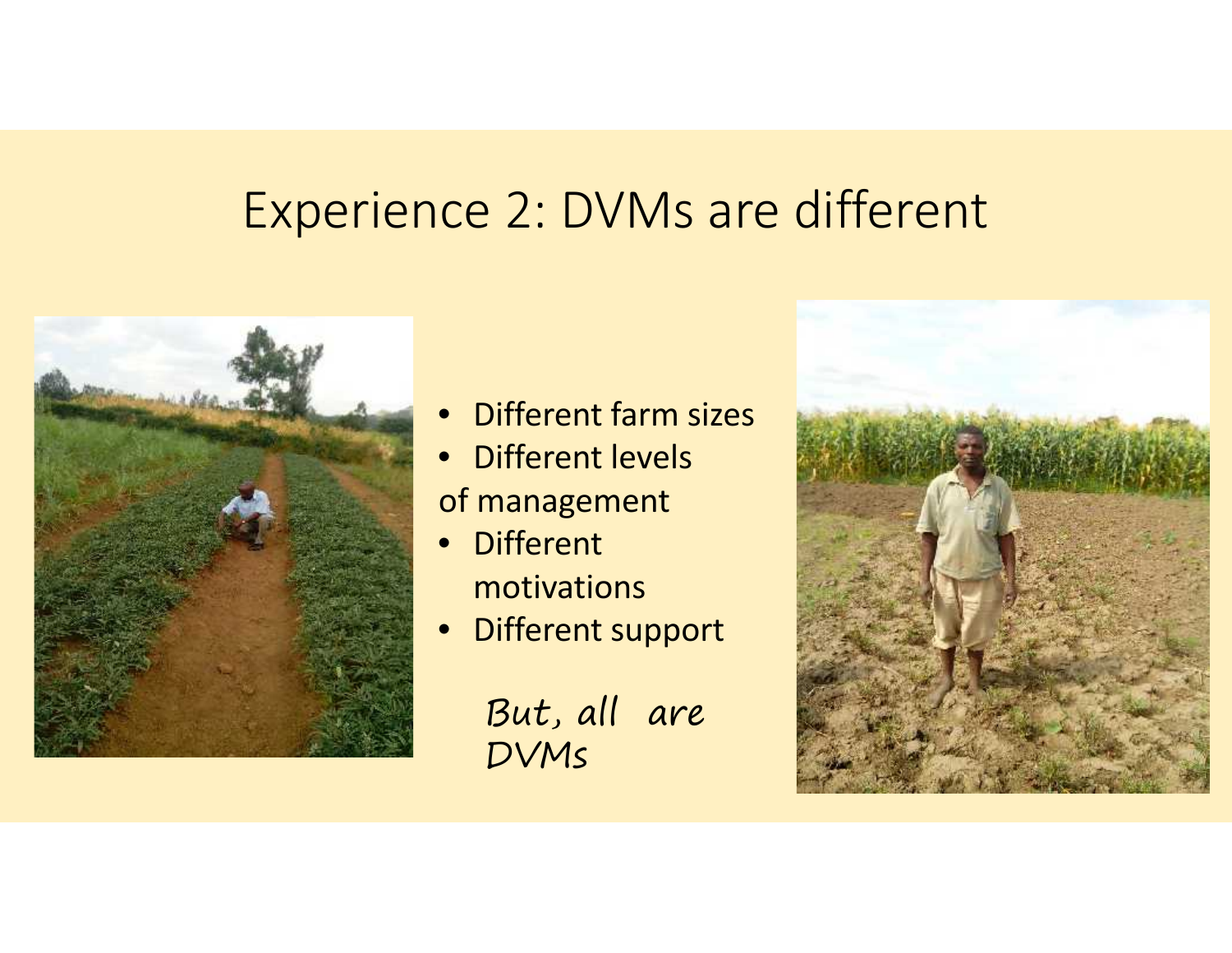# Experience 2: DVMs are different

- Different farm sizes
- Different levels of management
- Different motivations
- Different support

*But, all are DVMs*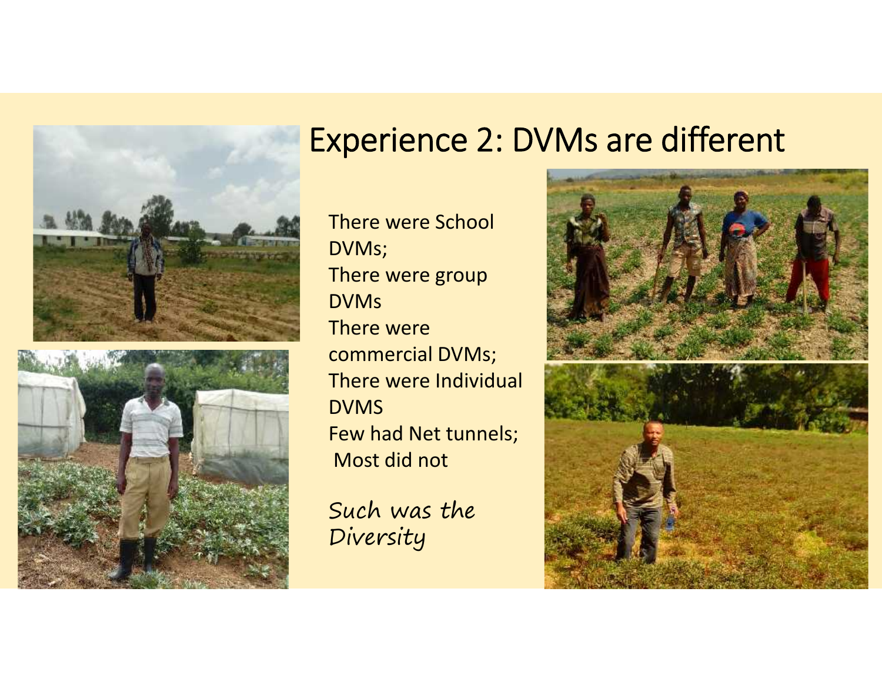# Experience 2: DVMs are different

There were School DVMs;
There were group DVMs
There were commercial DVMs;
There were Individual DVMS
Few had Net tunnels;
Most did not

*Such was the Diversity*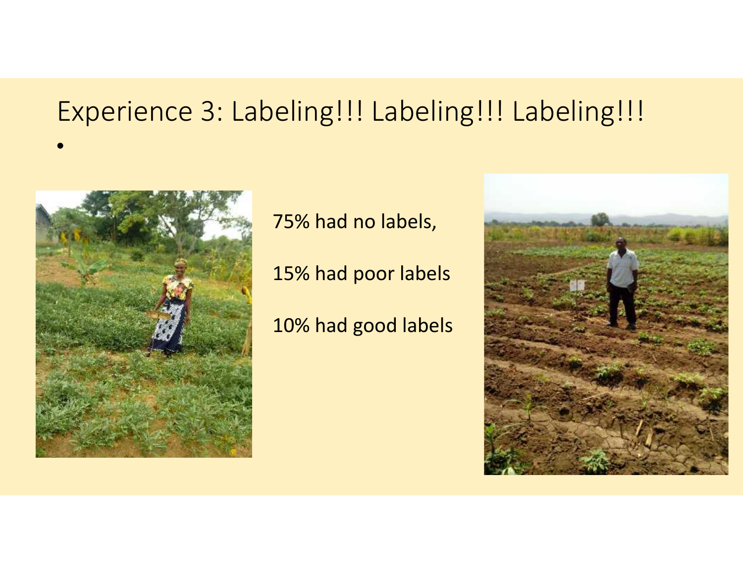# Experience 3: Labeling!!! Labeling!!! Labeling!!!

75% had no labels,

15% had poor labels

10% had good labels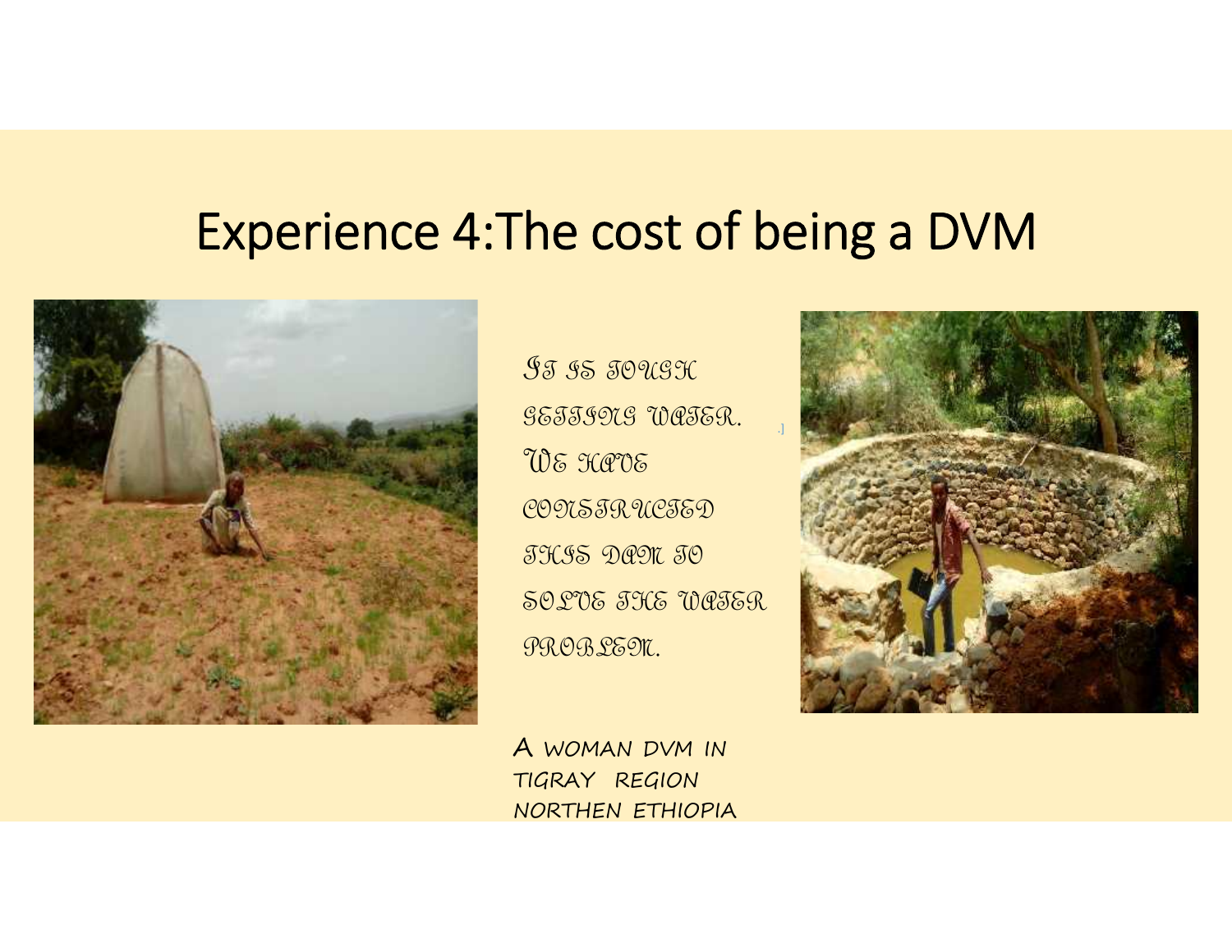# Experience 4:The cost of being a DVM

IT IS TOUGH GETTING WATER. WE HAVE CONSTRUCTED THIS DAM TO SOLVE THE WATER PROBLEM.

A WOMAN DVM IN TIGRAY REGION NORTHEN ETHIOPIA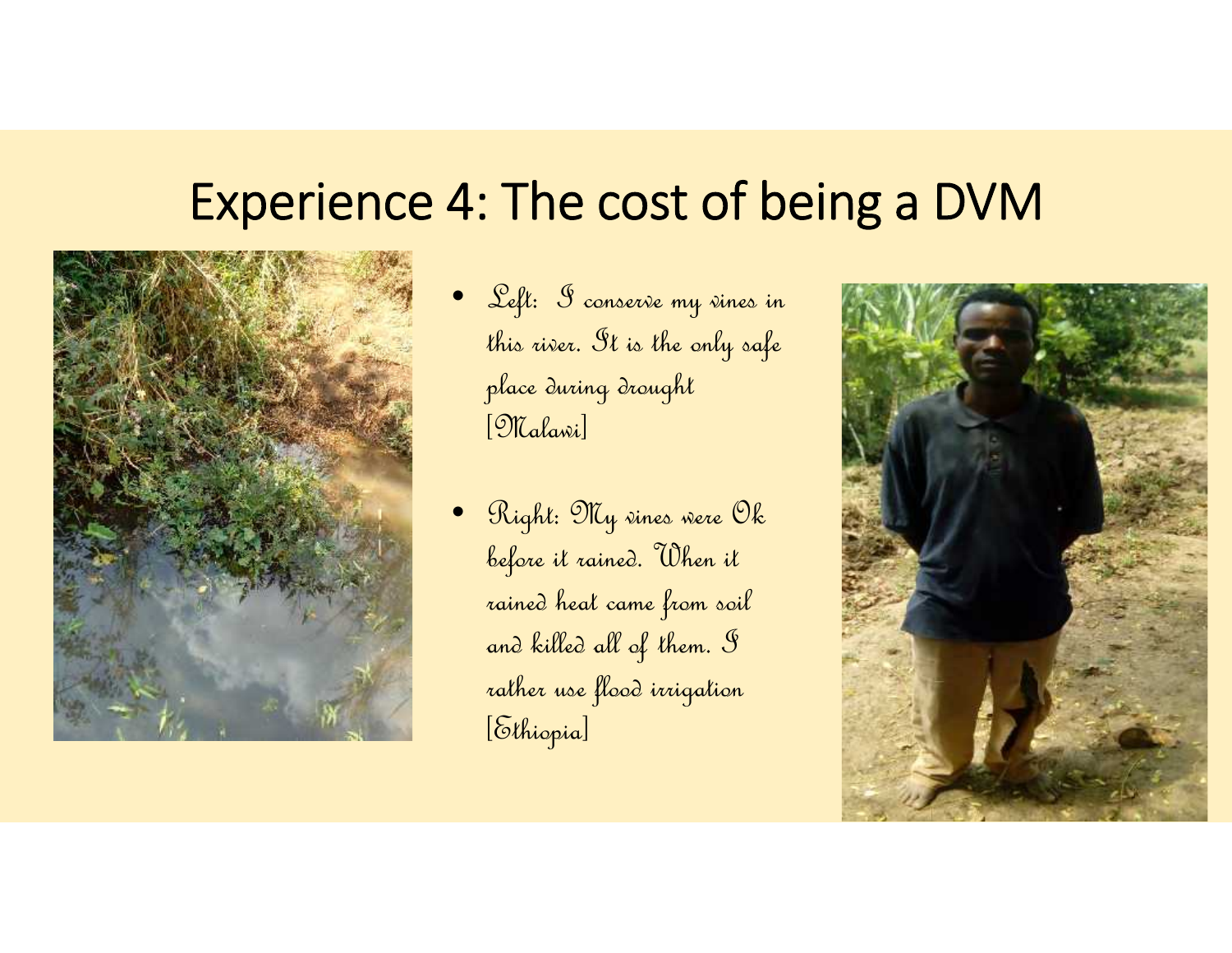# Experience 4: The cost of being a DVM

- Left: I conserve my vines in this river. It is the only safe place during drought [Malawi]

- Right: My vines were Ok before it rained. When it rained heat came from soil and killed all of them. I rather use flood irrigation [Ethiopia]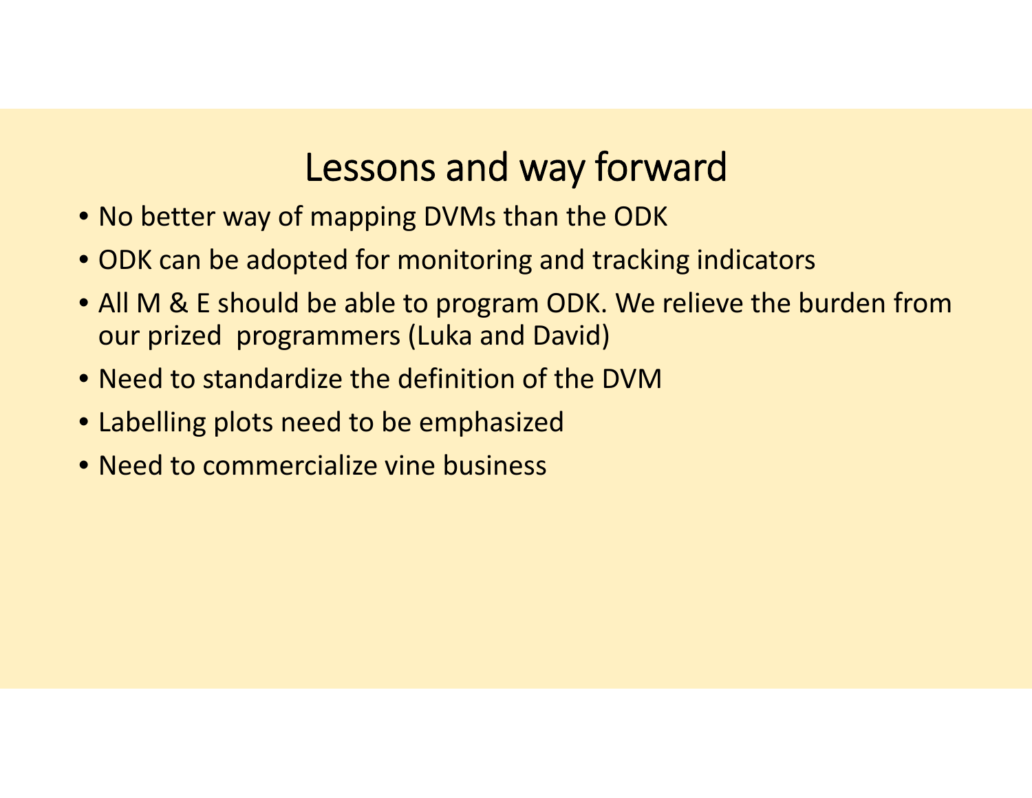# Lessons and way forward

- No better way of mapping DVMs than the ODK
- ODK can be adopted for monitoring and tracking indicators
- All M & E should be able to program ODK. We relieve the burden from our prized  programmers (Luka and David)
- Need to standardize the definition of the DVM
- Labelling plots need to be emphasized
- Need to commercialize vine business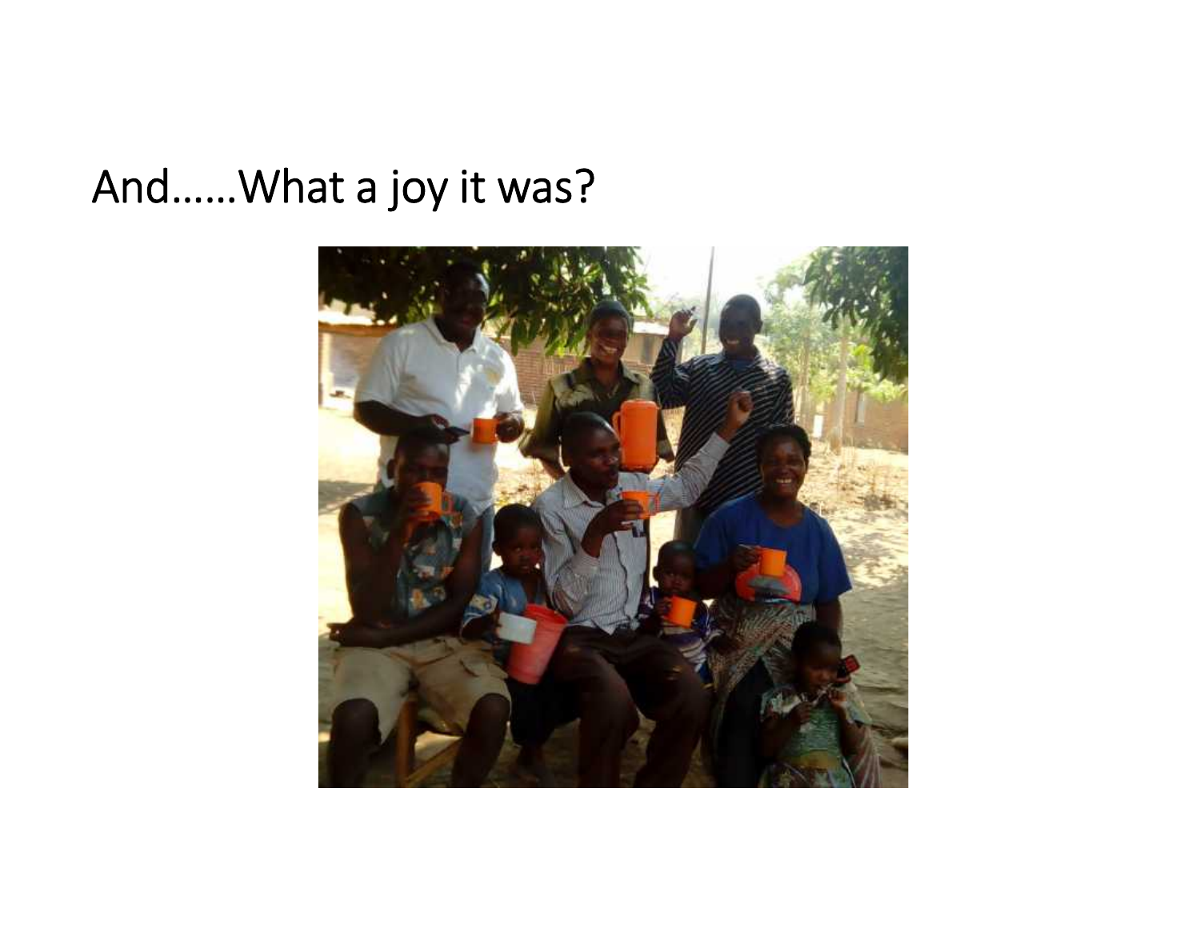# And……What a joy it was?